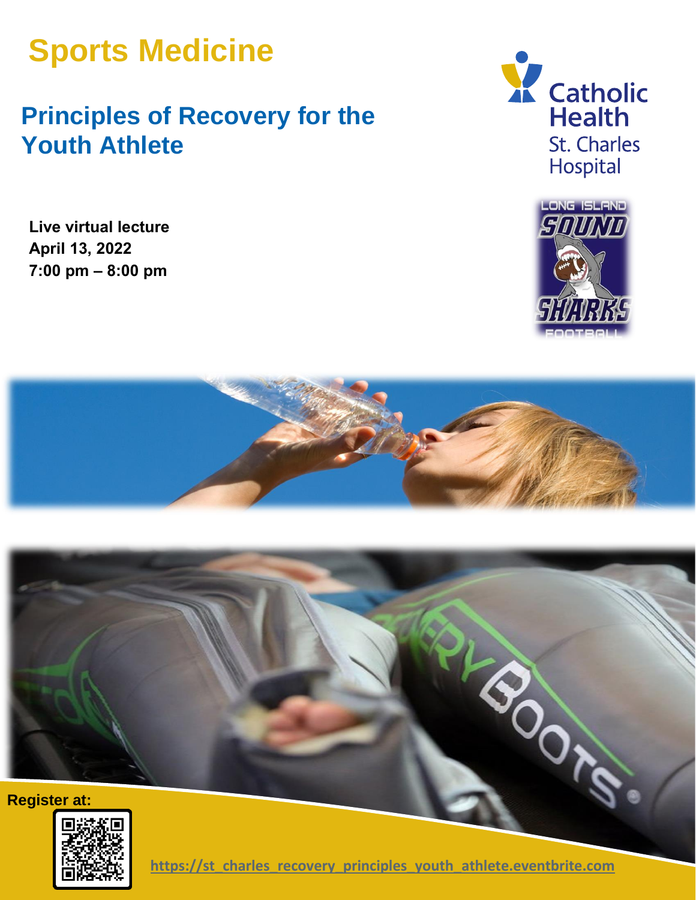# Sports Medicine

## Principles of Recovery for the Youth Athlete

**Live virtual lecture**
**April 13, 2022**
**7:00 pm – 8:00 pm**

**Register at:**

https://st_charles_recovery_principles_youth_athlete.eventbrite.com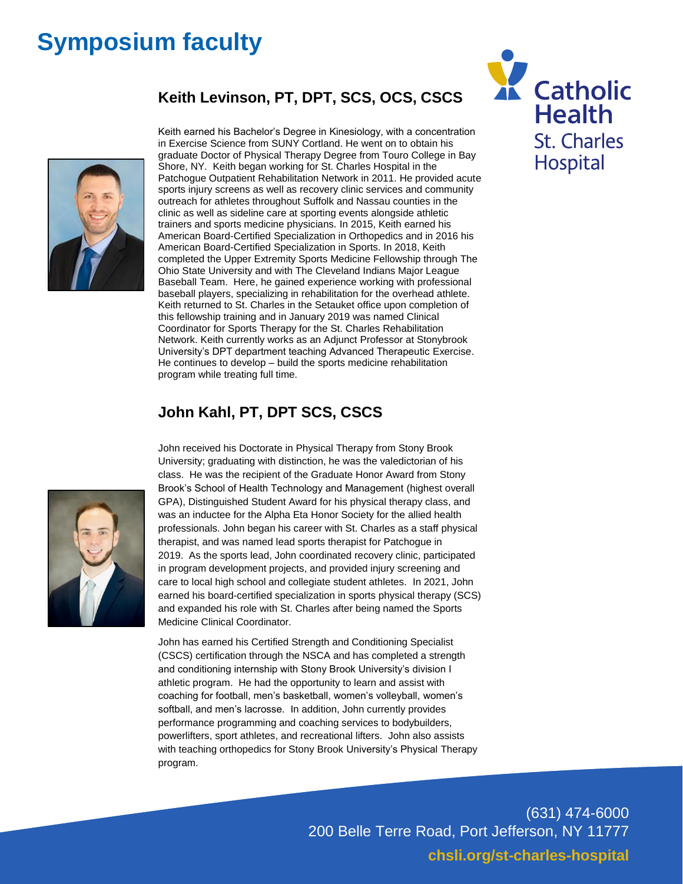# Symposium faculty

## Keith Levinson, PT, DPT, SCS, OCS, CSCS

Keith earned his Bachelor's Degree in Kinesiology, with a concentration in Exercise Science from SUNY Cortland. He went on to obtain his graduate Doctor of Physical Therapy Degree from Touro College in Bay Shore, NY. Keith began working for St. Charles Hospital in the Patchogue Outpatient Rehabilitation Network in 2011. He provided acute sports injury screens as well as recovery clinic services and community outreach for athletes throughout Suffolk and Nassau counties in the clinic as well as sideline care at sporting events alongside athletic trainers and sports medicine physicians. In 2015, Keith earned his American Board-Certified Specialization in Orthopedics and in 2016 his American Board-Certified Specialization in Sports. In 2018, Keith completed the Upper Extremity Sports Medicine Fellowship through The Ohio State University and with The Cleveland Indians Major League Baseball Team. Here, he gained experience working with professional baseball players, specializing in rehabilitation for the overhead athlete. Keith returned to St. Charles in the Setauket office upon completion of this fellowship training and in January 2019 was named Clinical Coordinator for Sports Therapy for the St. Charles Rehabilitation Network. Keith currently works as an Adjunct Professor at Stonybrook University's DPT department teaching Advanced Therapeutic Exercise. He continues to develop – build the sports medicine rehabilitation program while treating full time.

## John Kahl, PT, DPT SCS, CSCS

John received his Doctorate in Physical Therapy from Stony Brook University; graduating with distinction, he was the valedictorian of his class. He was the recipient of the Graduate Honor Award from Stony Brook's School of Health Technology and Management (highest overall GPA), Distinguished Student Award for his physical therapy class, and was an inductee for the Alpha Eta Honor Society for the allied health professionals. John began his career with St. Charles as a staff physical therapist, and was named lead sports therapist for Patchogue in 2019. As the sports lead, John coordinated recovery clinic, participated in program development projects, and provided injury screening and care to local high school and collegiate student athletes. In 2021, John earned his board-certified specialization in sports physical therapy (SCS) and expanded his role with St. Charles after being named the Sports Medicine Clinical Coordinator.

John has earned his Certified Strength and Conditioning Specialist (CSCS) certification through the NSCA and has completed a strength and conditioning internship with Stony Brook University's division I athletic program. He had the opportunity to learn and assist with coaching for football, men's basketball, women's volleyball, women's softball, and men's lacrosse. In addition, John currently provides performance programming and coaching services to bodybuilders, powerlifters, sport athletes, and recreational lifters. John also assists with teaching orthopedics for Stony Brook University's Physical Therapy program.

(631) 474-6000
200 Belle Terre Road, Port Jefferson, NY 11777
**chsli.org/st-charles-hospital**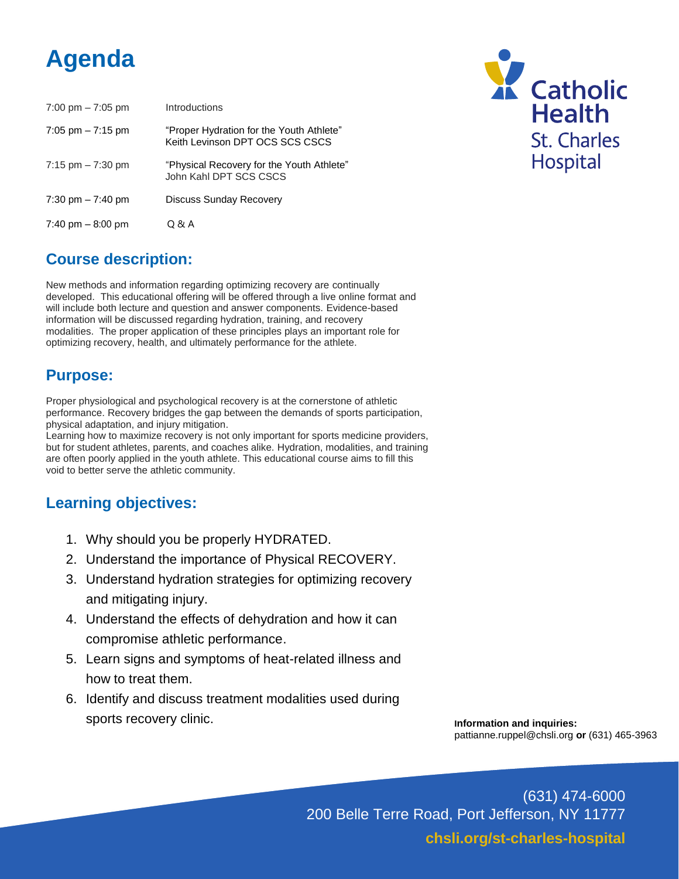# Agenda

| | |
|---|---|
| 7:00 pm – 7:05 pm | Introductions |
| 7:05 pm – 7:15 pm | "Proper Hydration for the Youth Athlete" Keith Levinson DPT OCS SCS CSCS |
| 7:15 pm – 7:30 pm | "Physical Recovery for the Youth Athlete" John Kahl DPT SCS CSCS |
| 7:30 pm – 7:40 pm | Discuss Sunday Recovery |
| 7:40 pm – 8:00 pm | Q & A |

Catholic Health
St. Charles Hospital

## Course description:

New methods and information regarding optimizing recovery are continually developed. This educational offering will be offered through a live online format and will include both lecture and question and answer components. Evidence-based information will be discussed regarding hydration, training, and recovery modalities. The proper application of these principles plays an important role for optimizing recovery, health, and ultimately performance for the athlete.

## Purpose:

Proper physiological and psychological recovery is at the cornerstone of athletic performance. Recovery bridges the gap between the demands of sports participation, physical adaptation, and injury mitigation.
Learning how to maximize recovery is not only important for sports medicine providers, but for student athletes, parents, and coaches alike. Hydration, modalities, and training are often poorly applied in the youth athlete. This educational course aims to fill this void to better serve the athletic community.

## Learning objectives:

1. Why should you be properly HYDRATED.
2. Understand the importance of Physical RECOVERY.
3. Understand hydration strategies for optimizing recovery and mitigating injury.
4. Understand the effects of dehydration and how it can compromise athletic performance.
5. Learn signs and symptoms of heat-related illness and how to treat them.
6. Identify and discuss treatment modalities used during sports recovery clinic.

**Information and inquiries:**
pattianne.ruppel@chsli.org **or** (631) 465-3963

(631) 474-6000
200 Belle Terre Road, Port Jefferson, NY 11777
**chsli.org/st-charles-hospital**